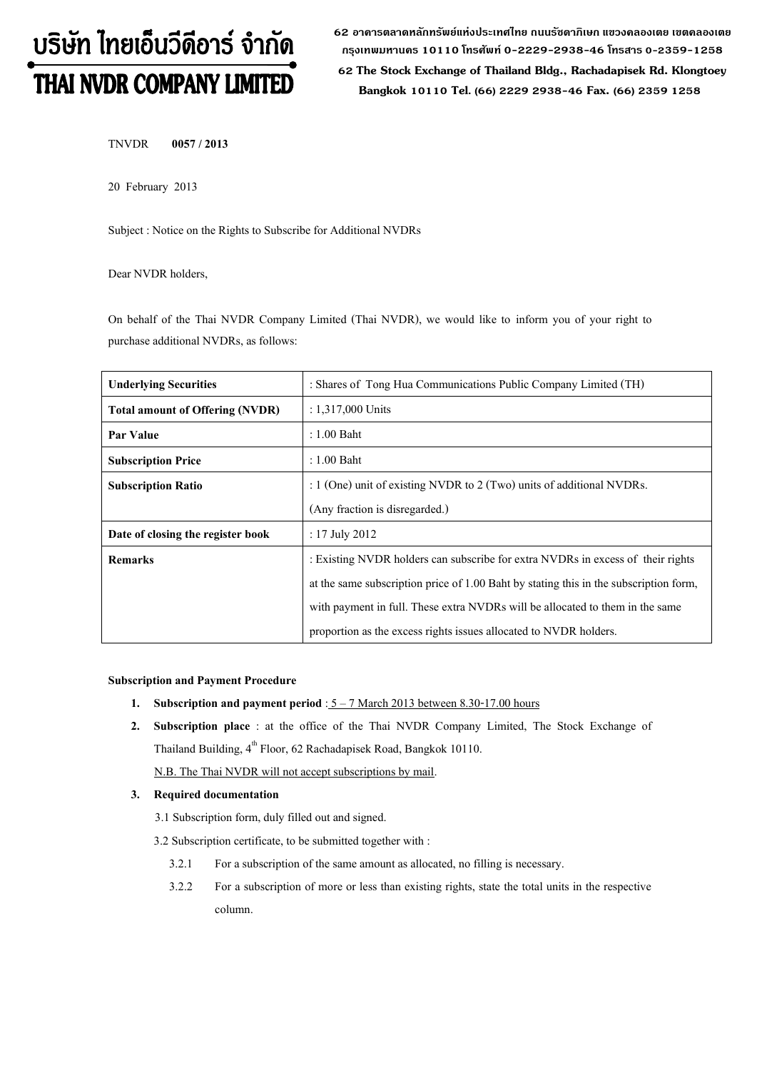# บริษัท ไทยเอ็นวีดีอาร์ จำกัด
# THAI NVDR COMPANY LIMITED

62 อาคารตลาดหลักทรัพย์แห่งประเทศไทย ถนนรัชดาภิเษก แขวงคลองเตย เขตคลองเตย กรุงเทพมหานคร 10110 โทรศัพท์ 0-2229-2938-46 โทรสาร 0-2359-1258
62 The Stock Exchange of Thailand Bldg., Rachadapisek Rd. Klongtoey Bangkok 10110 Tel. (66) 2229 2938-46 Fax. (66) 2359 1258

TNVDR **0057 / 2013**

20 February 2013

Subject : Notice on the Rights to Subscribe for Additional NVDRs

Dear NVDR holders,

On behalf of the Thai NVDR Company Limited (Thai NVDR), we would like to inform you of your right to purchase additional NVDRs, as follows:

| **Underlying Securities** | : Shares of Tong Hua Communications Public Company Limited (TH) |
|---|---|
| **Total amount of Offering (NVDR)** | : 1,317,000 Units |
| **Par Value** | : 1.00 Baht |
| **Subscription Price** | : 1.00 Baht |
| **Subscription Ratio** | : 1 (One) unit of existing NVDR to 2 (Two) units of additional NVDRs. (Any fraction is disregarded.) |
| **Date of closing the register book** | : 17 July 2012 |
| **Remarks** | : Existing NVDR holders can subscribe for extra NVDRs in excess of their rights at the same subscription price of 1.00 Baht by stating this in the subscription form, with payment in full. These extra NVDRs will be allocated to them in the same proportion as the excess rights issues allocated to NVDR holders. |

**Subscription and Payment Procedure**

1. **Subscription and payment period** : 5 – 7 March 2013 between 8.30-17.00 hours
2. **Subscription place** : at the office of the Thai NVDR Company Limited, The Stock Exchange of Thailand Building, 4th Floor, 62 Rachadapisek Road, Bangkok 10110.
   N.B. The Thai NVDR will not accept subscriptions by mail.
3. **Required documentation**
   3.1 Subscription form, duly filled out and signed.
   3.2 Subscription certificate, to be submitted together with :
      3.2.1 For a subscription of the same amount as allocated, no filling is necessary.
      3.2.2 For a subscription of more or less than existing rights, state the total units in the respective column.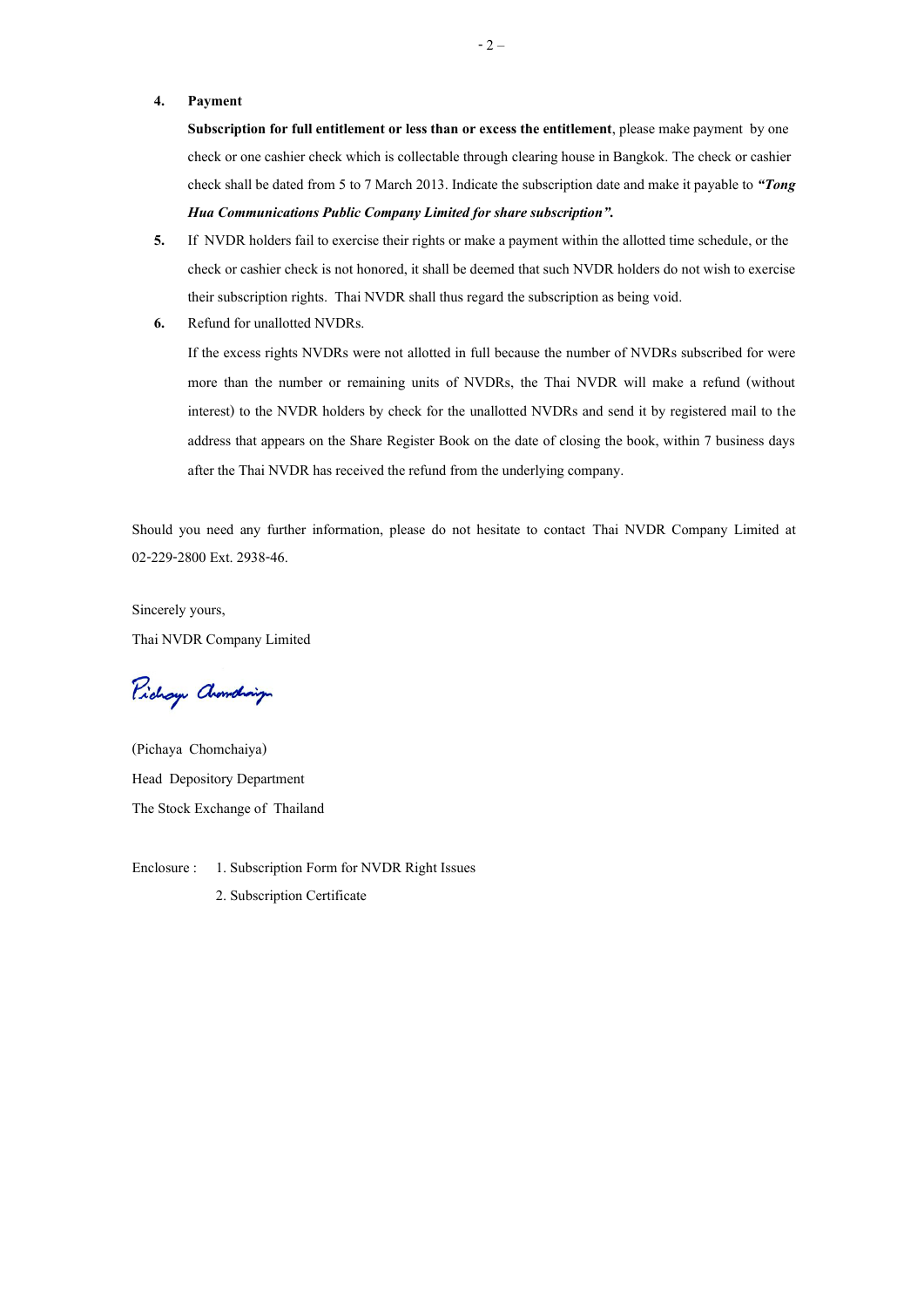4. **Payment**

   **Subscription for full entitlement or less than or excess the entitlement**, please make payment by one check or one cashier check which is collectable through clearing house in Bangkok. The check or cashier check shall be dated from 5 to 7 March 2013. Indicate the subscription date and make it payable to ***"Tong Hua Communications Public Company Limited for share subscription".***

5. If NVDR holders fail to exercise their rights or make a payment within the allotted time schedule, or the check or cashier check is not honored, it shall be deemed that such NVDR holders do not wish to exercise their subscription rights. Thai NVDR shall thus regard the subscription as being void.

6. Refund for unallotted NVDRs.

   If the excess rights NVDRs were not allotted in full because the number of NVDRs subscribed for were more than the number or remaining units of NVDRs, the Thai NVDR will make a refund (without interest) to the NVDR holders by check for the unallotted NVDRs and send it by registered mail to the address that appears on the Share Register Book on the date of closing the book, within 7 business days after the Thai NVDR has received the refund from the underlying company.

Should you need any further information, please do not hesitate to contact Thai NVDR Company Limited at 02-229-2800 Ext. 2938-46.

Sincerely yours,

Thai NVDR Company Limited

(Pichaya Chomchaiya)

Head Depository Department

The Stock Exchange of Thailand

Enclosure : 1. Subscription Form for NVDR Right Issues

2. Subscription Certificate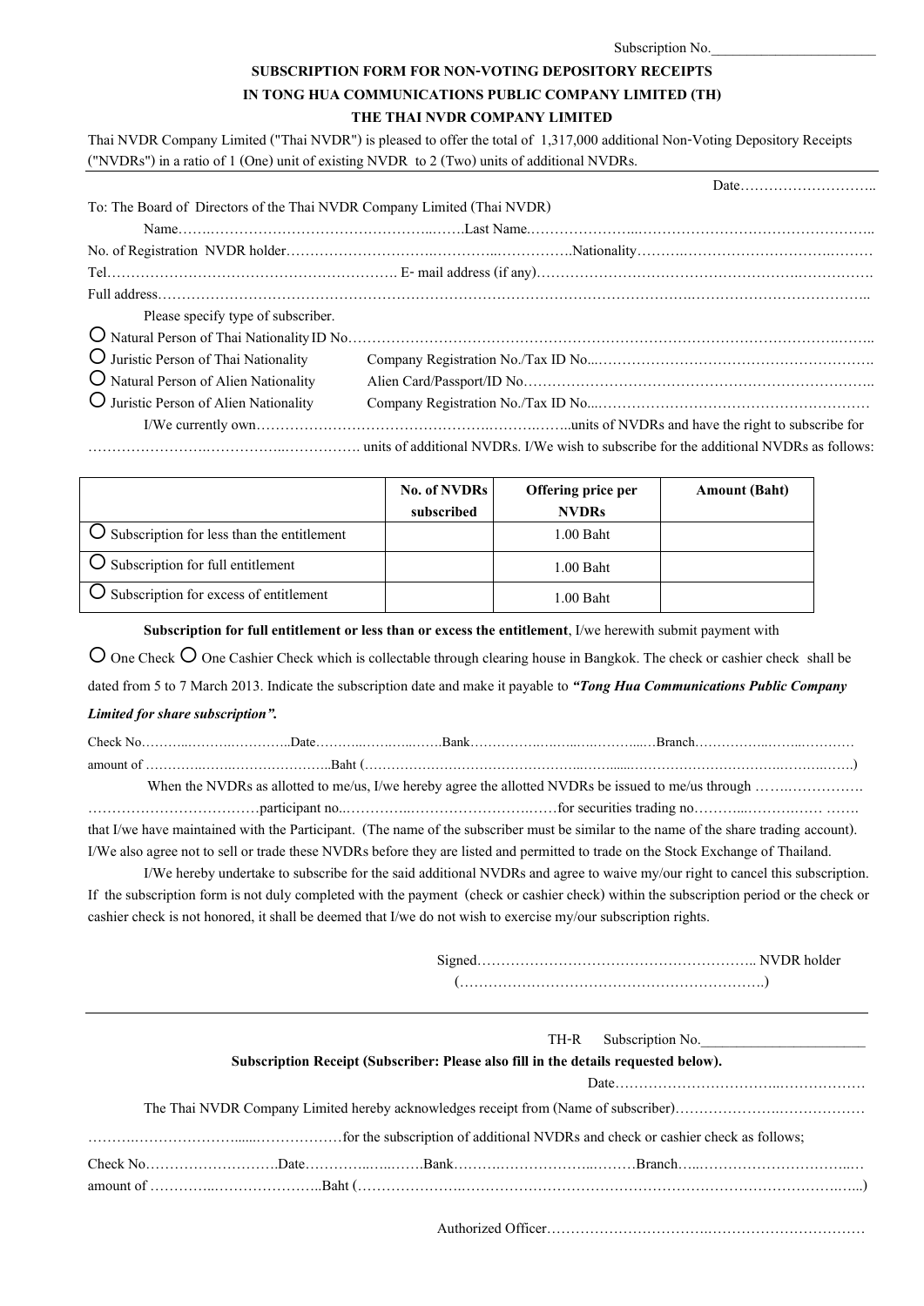Subscription No.______________________

**SUBSCRIPTION FORM FOR NON-VOTING DEPOSITORY RECEIPTS**
**IN TONG HUA COMMUNICATIONS PUBLIC COMPANY LIMITED (TH)**
**THE THAI NVDR COMPANY LIMITED**

Thai NVDR Company Limited ("Thai NVDR") is pleased to offer the total of 1,317,000 additional Non-Voting Depository Receipts ("NVDRs") in a ratio of 1 (One) unit of existing NVDR to 2 (Two) units of additional NVDRs.

Date………………………..

To: The Board of Directors of the Thai NVDR Company Limited (Thai NVDR)

Name……..…………………………………………..…….Last Name.…………………..…………………………………………..

No. of Registration NVDR holder………………………….………….…………….Nationality……….……………………….………

Tel……………………………………………………. E- mail address (if any)……………………………………………………….…………….

Full address…………………………………………………………………………………………….………………………………..

Please specify type of subscriber.

- ○ Natural Person of Thai Nationality ID No……………………………………………………………………………………….……..
- ○ Juristic Person of Thai Nationality Company Registration No./Tax ID No...……………………………………………………..
- ○ Natural Person of Alien Nationality Alien Card/Passport/ID No……………………………………………………………..
- ○ Juristic Person of Alien Nationality Company Registration No./Tax ID No...…………………………………………………

I/We currently own……………………………………………..……..……..units of NVDRs and have the right to subscribe for ……………………..……………..……………. units of additional NVDRs. I/We wish to subscribe for the additional NVDRs as follows:

| | No. of NVDRs subscribed | Offering price per NVDRs | Amount (Baht) |
|---|---|---|---|
| ○ Subscription for less than the entitlement | | 1.00 Baht | |
| ○ Subscription for full entitlement | | 1.00 Baht | |
| ○ Subscription for excess of entitlement | | 1.00 Baht | |

**Subscription for full entitlement or less than or excess the entitlement**, I/we herewith submit payment with

○ One Check ○ One Cashier Check which is collectable through clearing house in Bangkok. The check or cashier check shall be dated from 5 to 7 March 2013. Indicate the subscription date and make it payable to ***"Tong Hua Communications Public Company Limited for share subscription".***

Check No………..……..…………..Date………..……..…….Bank…………….……..….……...…Branch……………..……..…………

amount of ………….…….…………………..Baht (……………………………………………..……......…………………………….……..……..)

When the NVDRs as allotted to me/us, I/we hereby agree the allotted NVDRs be issued to me/us through ……..…………….. ………………………………participant no..…………..………………………….……for securities trading no………...……….…… ……. that I/we have maintained with the Participant. (The name of the subscriber must be similar to the name of the share trading account). I/We also agree not to sell or trade these NVDRs before they are listed and permitted to trade on the Stock Exchange of Thailand.

I/We hereby undertake to subscribe for the said additional NVDRs and agree to waive my/our right to cancel this subscription. If the subscription form is not duly completed with the payment (check or cashier check) within the subscription period or the check or cashier check is not honored, it shall be deemed that I/we do not wish to exercise my/our subscription rights.

Signed………………………………………………….. NVDR holder

(……………………………………………………….)

---

TH-R Subscription No.______________________

**Subscription Receipt (Subscriber: Please also fill in the details requested below).**

Date……………………………..………………

The Thai NVDR Company Limited hereby acknowledges receipt from (Name of subscriber)…………………..………………

………..…………………......………………for the subscription of additional NVDRs and check or cashier check as follows;

Check No……………………….Date…………..…..…….Bank……….………………..………Branch…..…………………………..…

amount of …………..…………………..Baht (……………….……………………………………………………………….…...)

Authorized Officer……………………………….……………………………